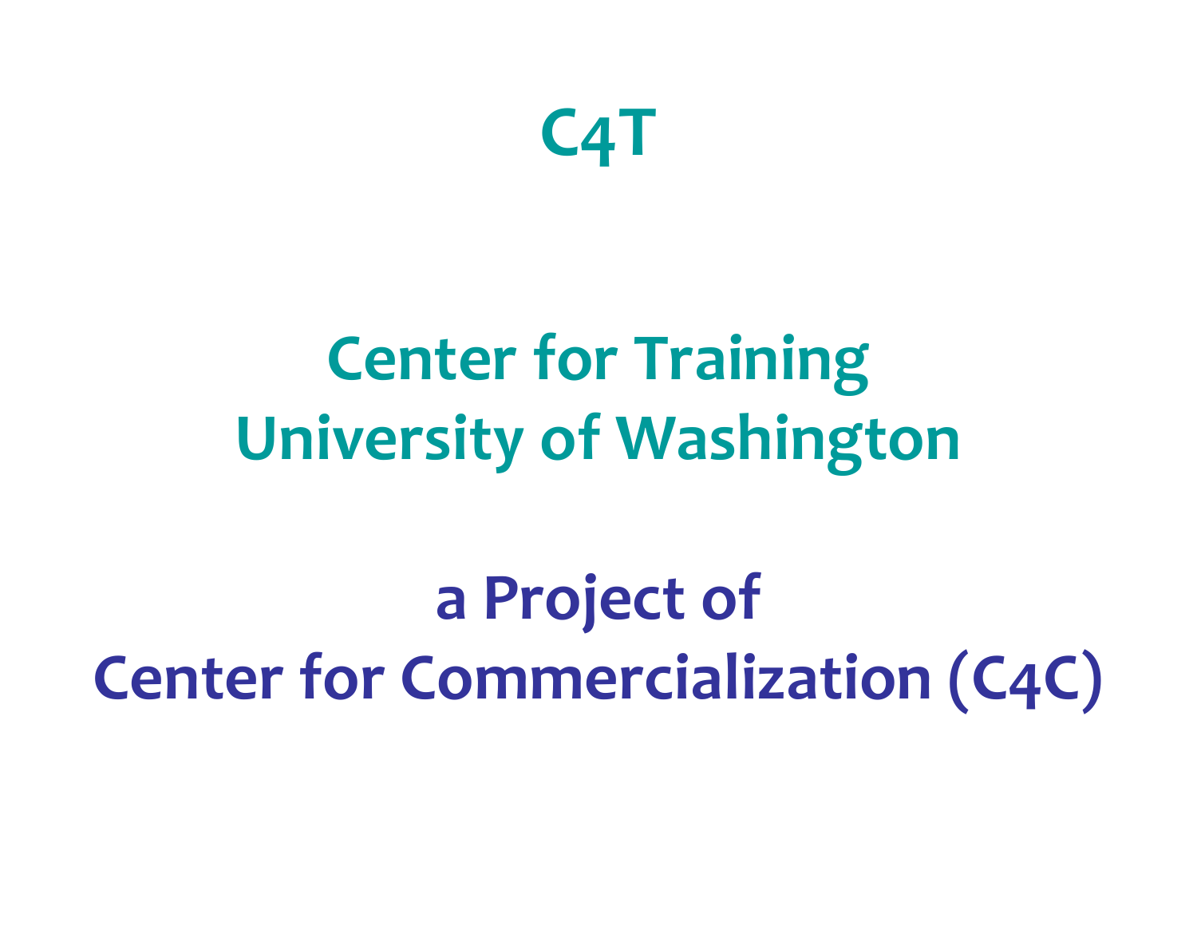# C4T

## Center for Training
## University of Washington

## a Project of
## Center for Commercialization (C4C)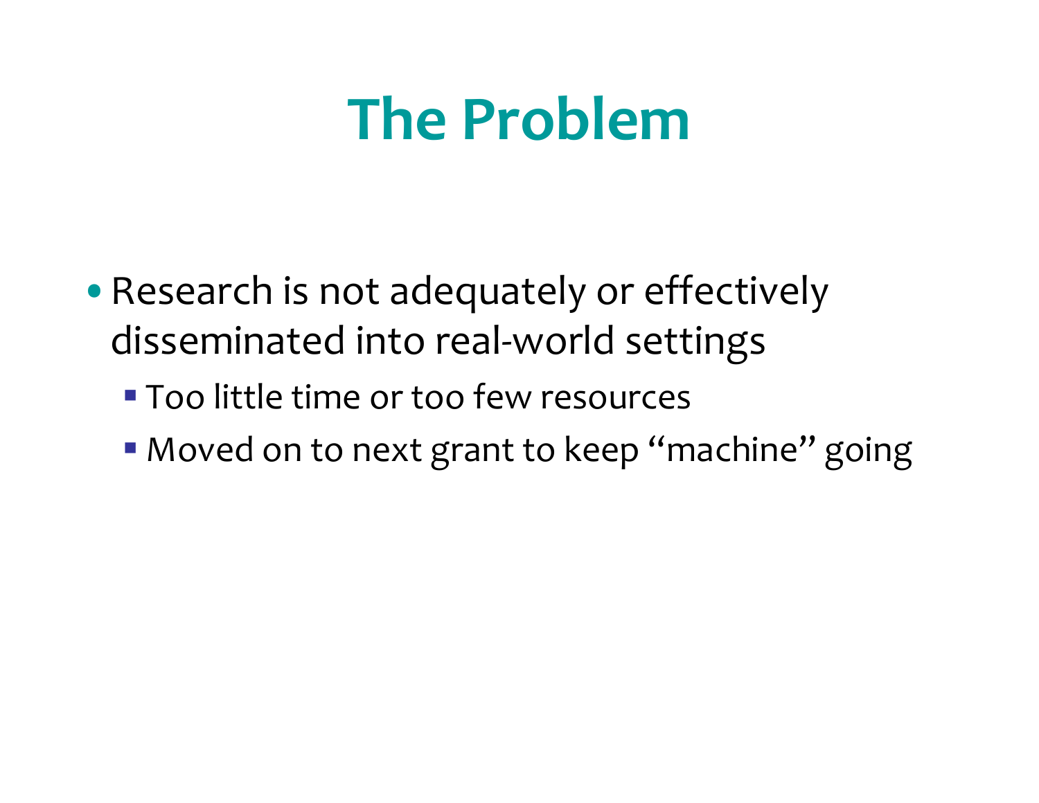# The Problem

- Research is not adequately or effectively disseminated into real-world settings
  - Too little time or too few resources
  - Moved on to next grant to keep "machine" going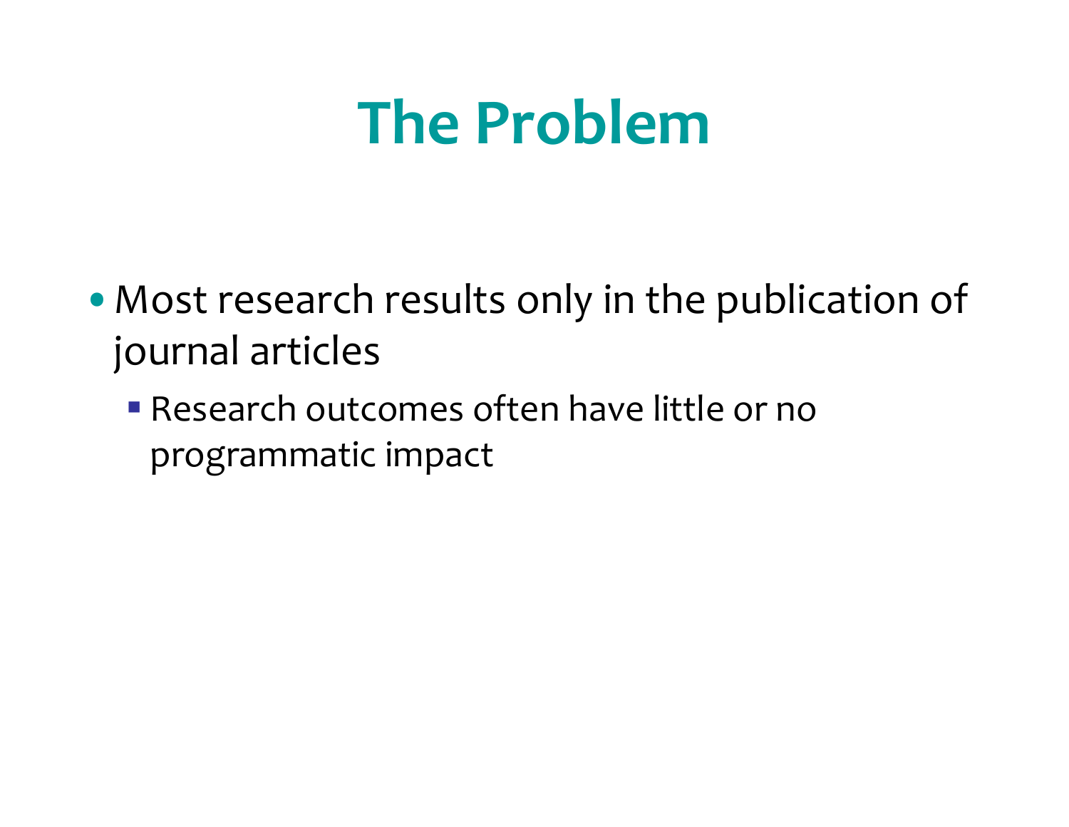# The Problem

- Most research results only in the publication of journal articles
  - Research outcomes often have little or no programmatic impact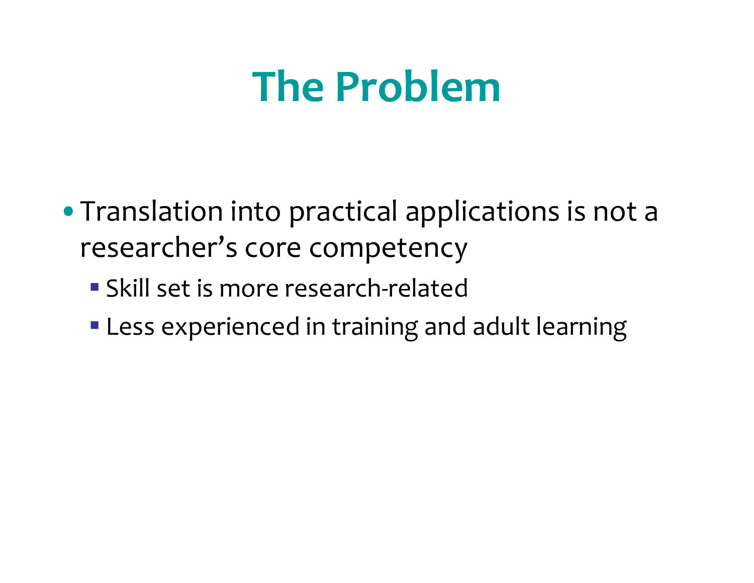# The Problem

- Translation into practical applications is not a researcher's core competency
  - Skill set is more research-related
  - Less experienced in training and adult learning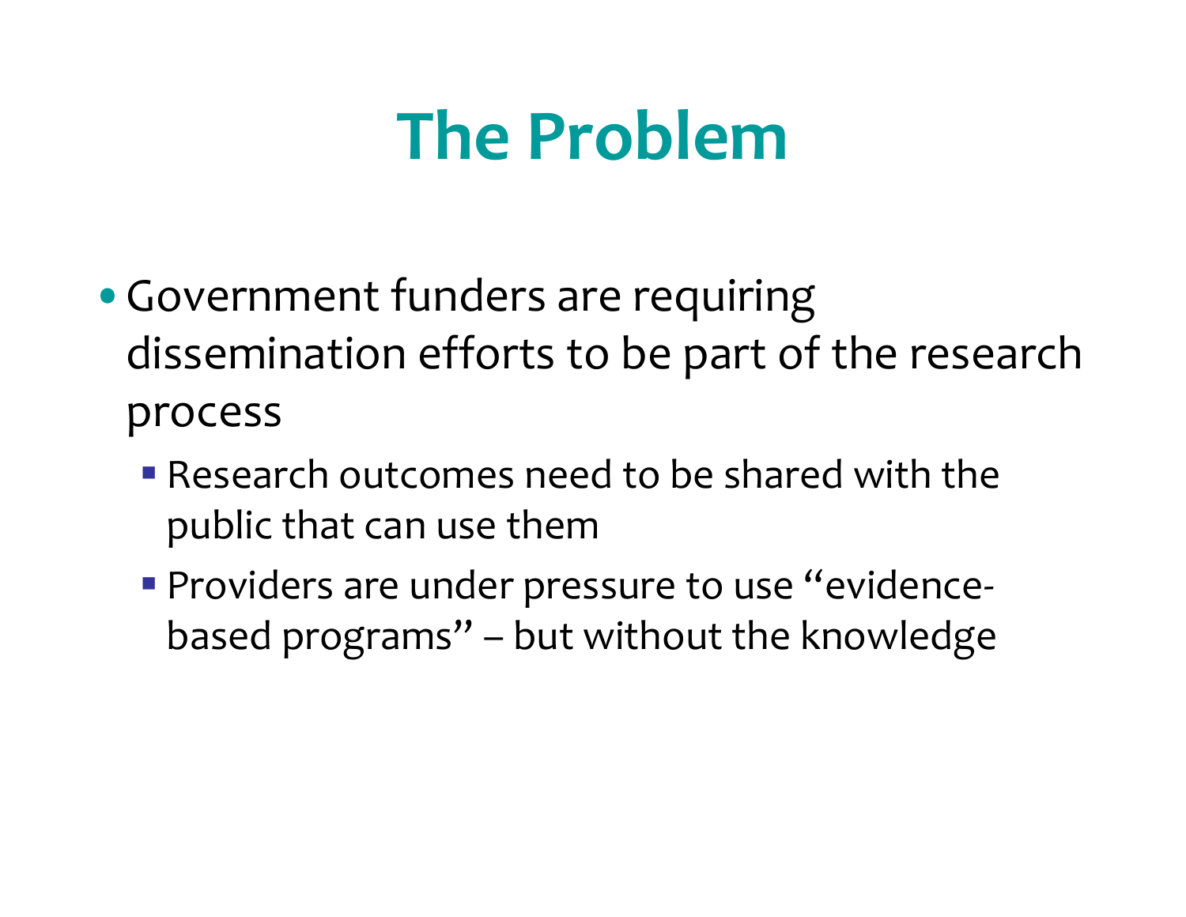# The Problem

- Government funders are requiring dissemination efforts to be part of the research process
  - Research outcomes need to be shared with the public that can use them
  - Providers are under pressure to use "evidence-based programs" – but without the knowledge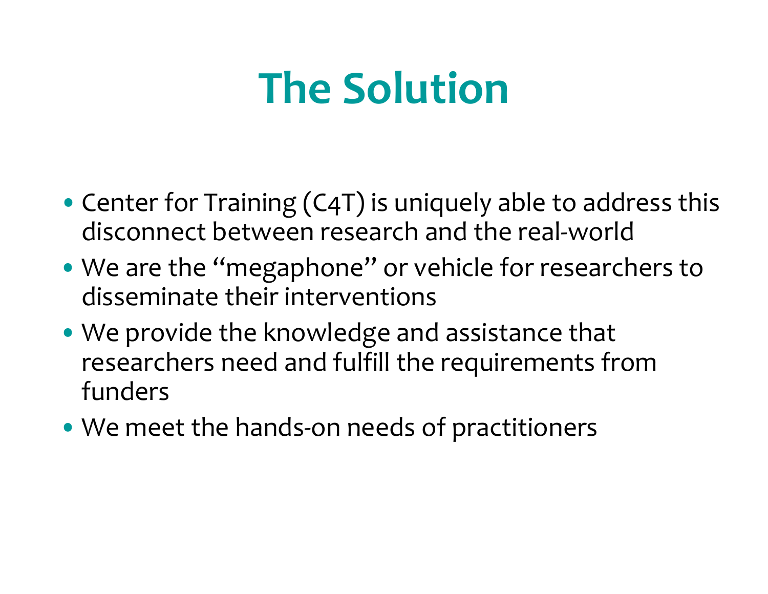# The Solution

- Center for Training (C4T) is uniquely able to address this disconnect between research and the real-world
- We are the "megaphone" or vehicle for researchers to disseminate their interventions
- We provide the knowledge and assistance that researchers need and fulfill the requirements from funders
- We meet the hands-on needs of practitioners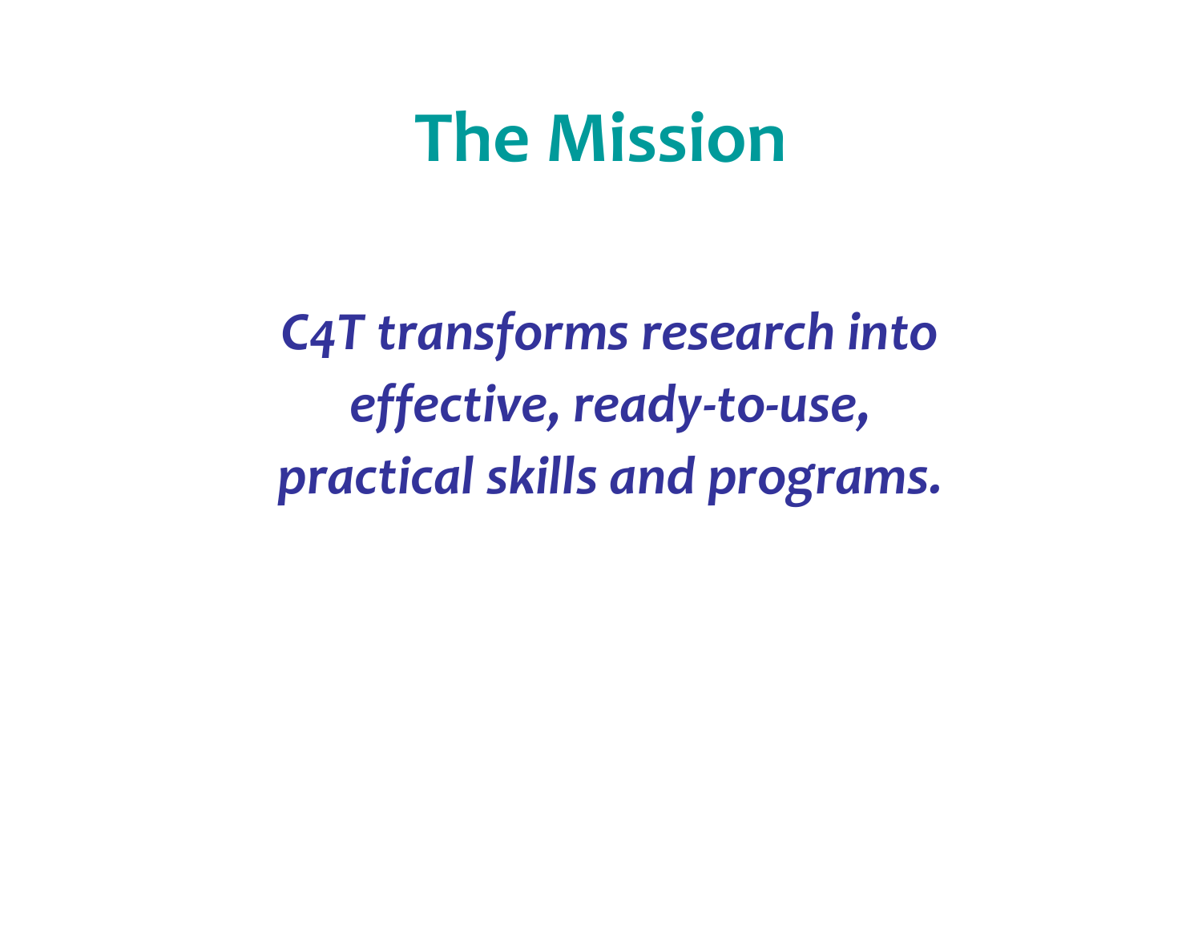# The Mission

*C4T transforms research into effective, ready-to-use, practical skills and programs.*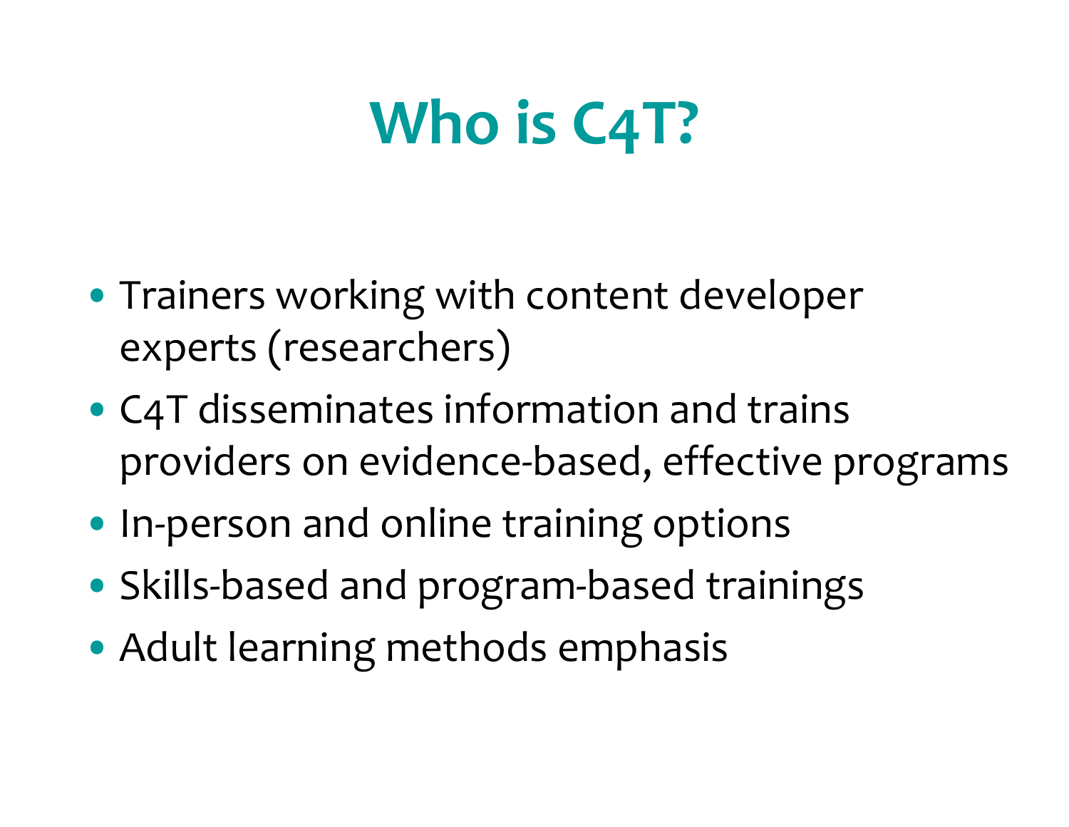# Who is C4T?

- Trainers working with content developer experts (researchers)
- C4T disseminates information and trains providers on evidence-based, effective programs
- In-person and online training options
- Skills-based and program-based trainings
- Adult learning methods emphasis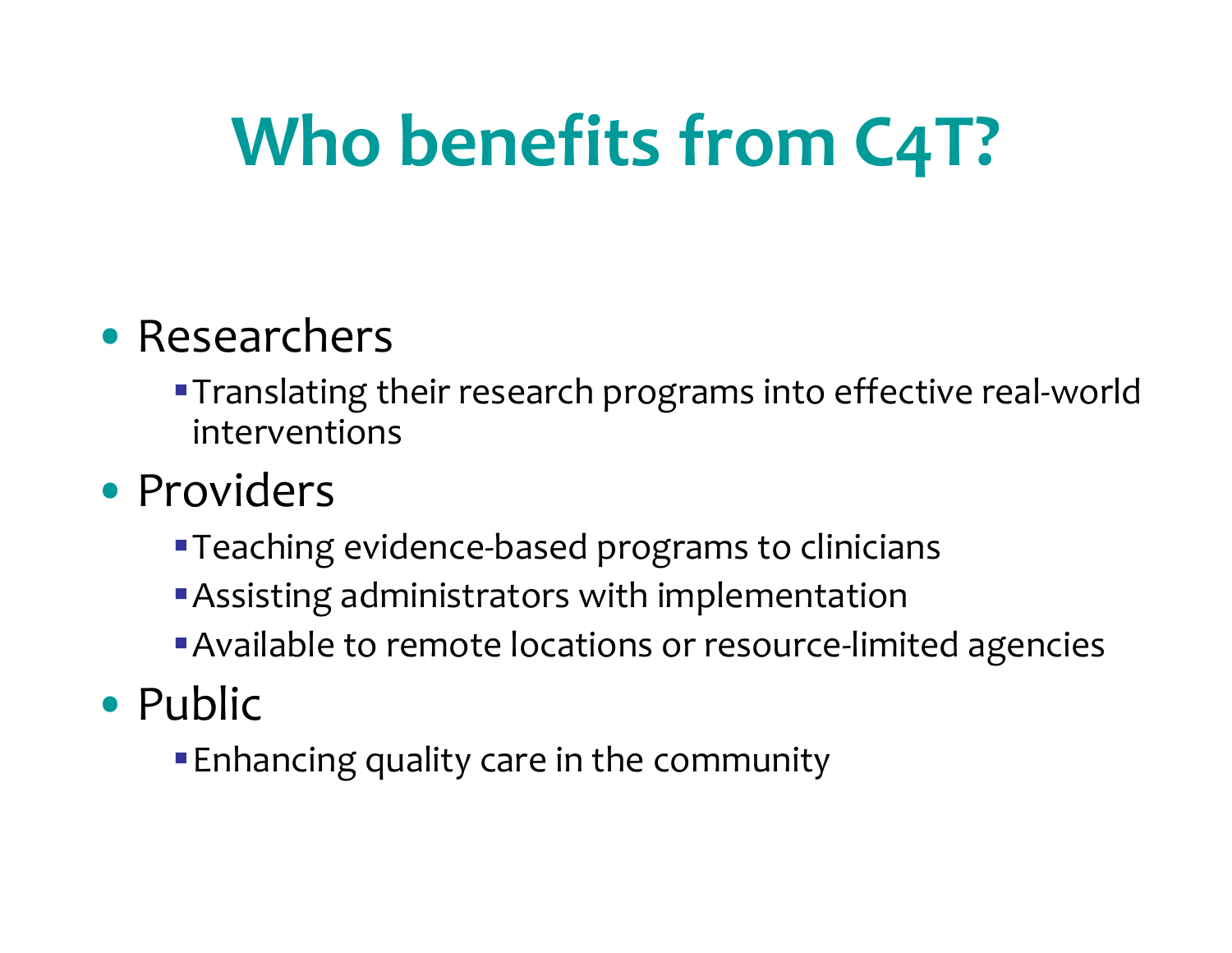# Who benefits from C4T?

- Researchers
  - Translating their research programs into effective real-world interventions
- Providers
  - Teaching evidence-based programs to clinicians
  - Assisting administrators with implementation
  - Available to remote locations or resource-limited agencies
- Public
  - Enhancing quality care in the community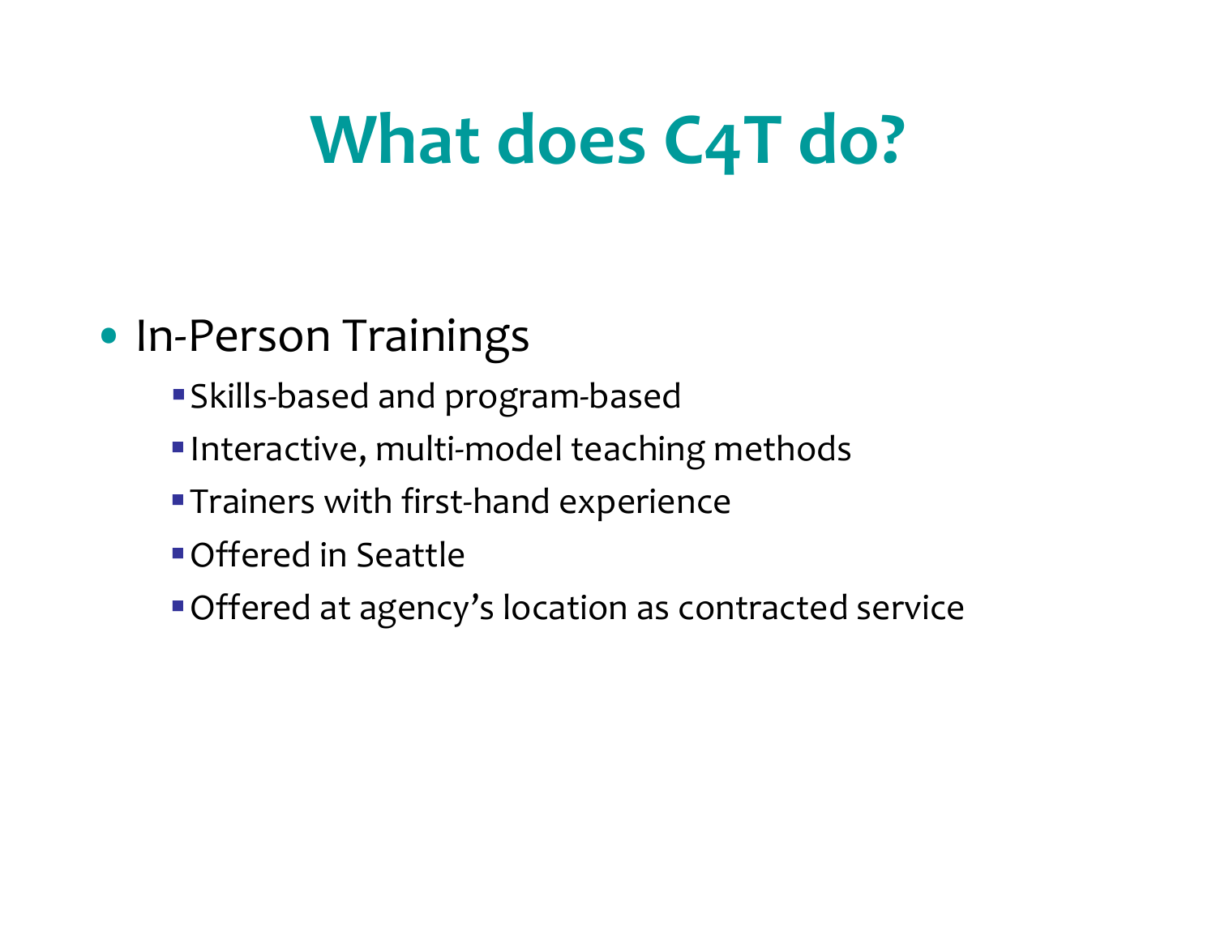# What does C4T do?

- In-Person Trainings
  - Skills-based and program-based
  - Interactive, multi-model teaching methods
  - Trainers with first-hand experience
  - Offered in Seattle
  - Offered at agency's location as contracted service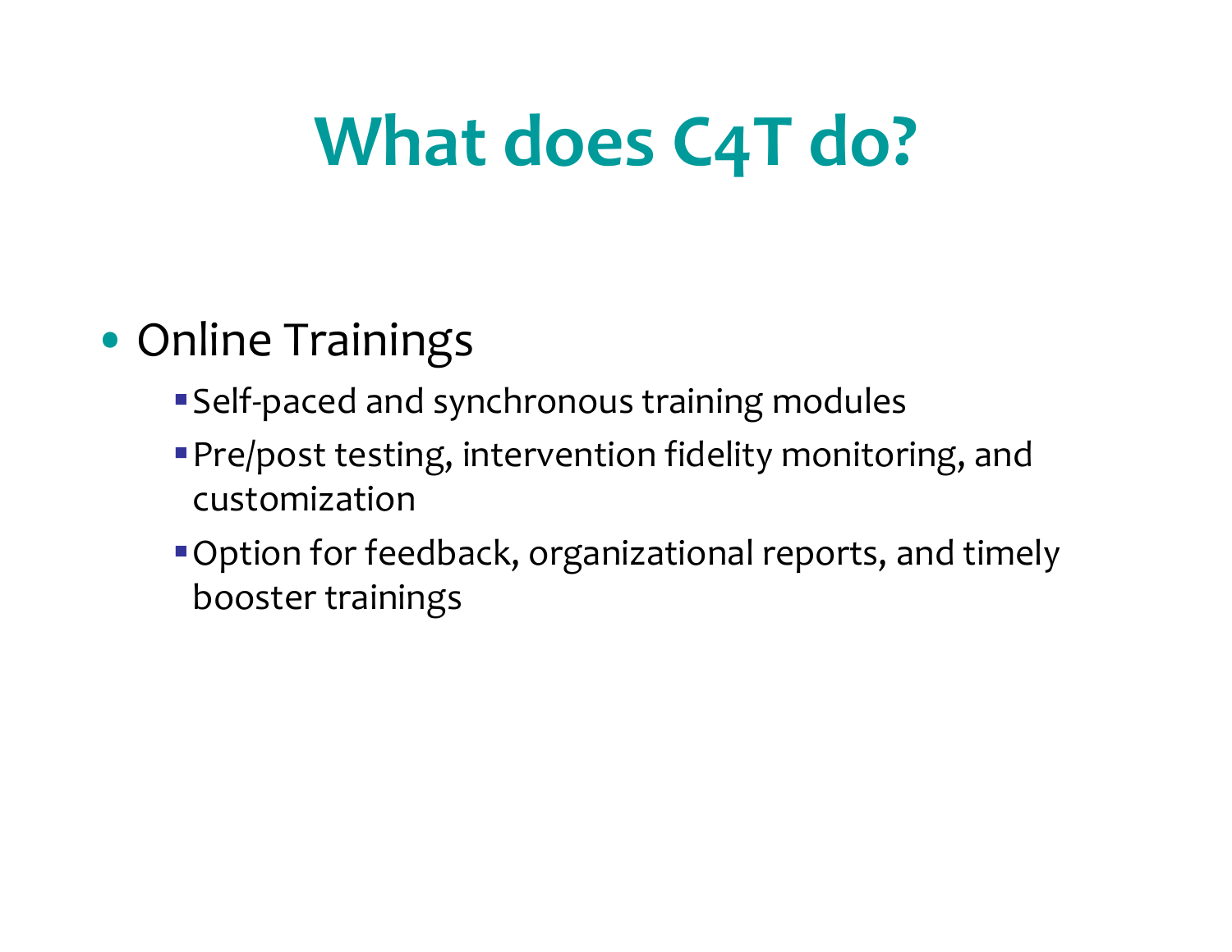# What does C4T do?

- Online Trainings
  - Self-paced and synchronous training modules
  - Pre/post testing, intervention fidelity monitoring, and customization
  - Option for feedback, organizational reports, and timely booster trainings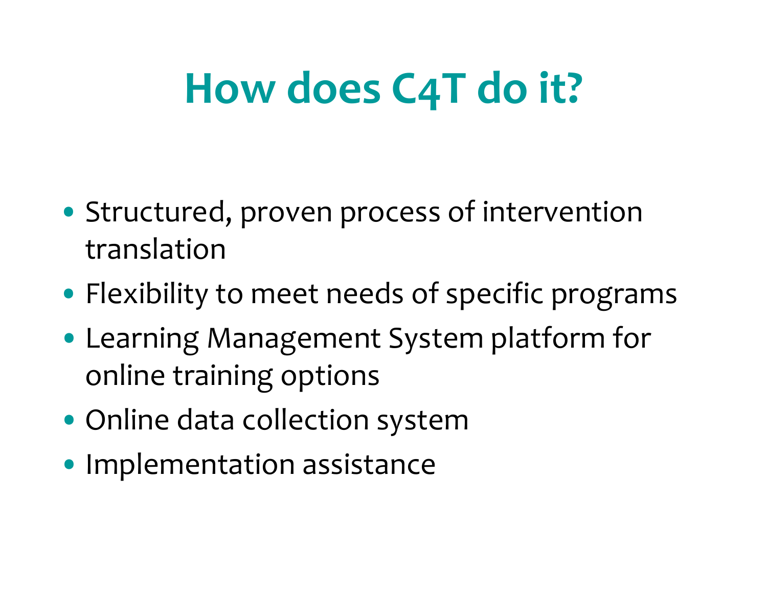# How does C4T do it?

- Structured, proven process of intervention translation
- Flexibility to meet needs of specific programs
- Learning Management System platform for online training options
- Online data collection system
- Implementation assistance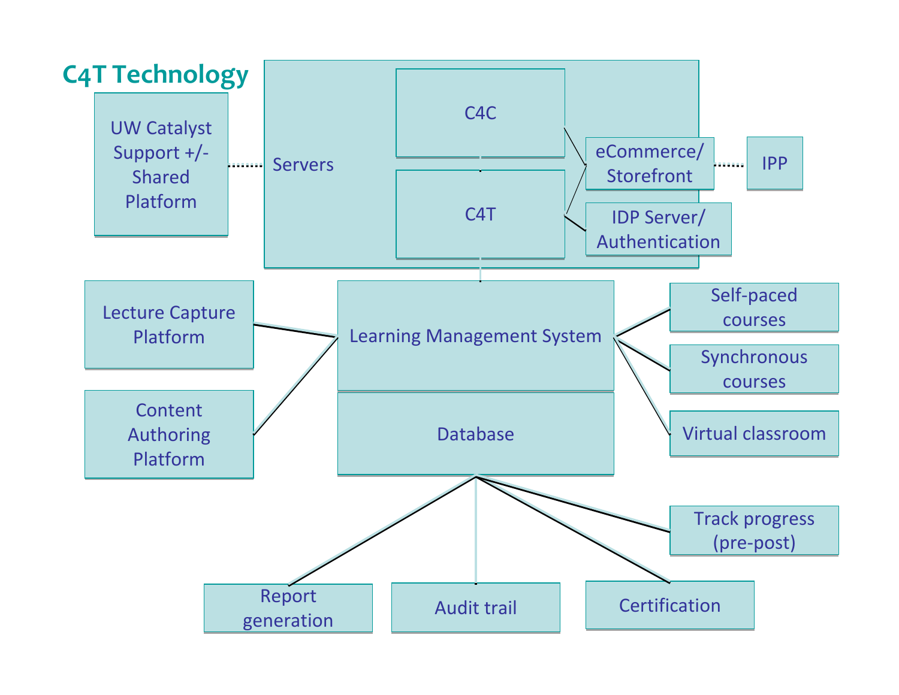# C4T Technology

UW Catalyst Support +/- Shared Platform

Servers

C4C

C4T

eCommerce/ Storefront

IPP

IDP Server/ Authentication

Lecture Capture Platform

Content Authoring Platform

Learning Management System

Database

Self-paced courses

Synchronous courses

Virtual classroom

Track progress (pre-post)

Report generation

Audit trail

Certification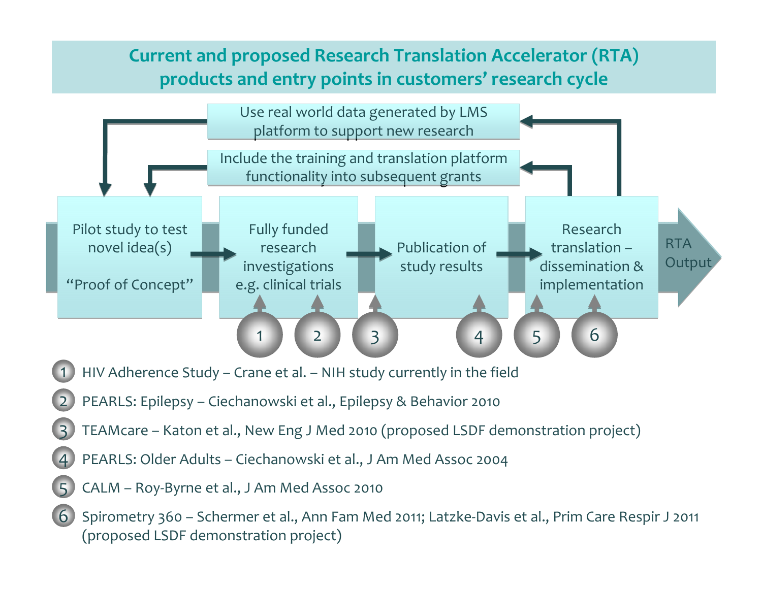# Current and proposed Research Translation Accelerator (RTA) products and entry points in customers' research cycle

Use real world data generated by LMS platform to support new research

Include the training and translation platform functionality into subsequent grants

Pilot study to test novel idea(s) "Proof of Concept" → Fully funded research investigations e.g. clinical trials → Publication of study results → Research translation – dissemination & implementation → RTA Output

1. HIV Adherence Study – Crane et al. – NIH study currently in the field
2. PEARLS: Epilepsy – Ciechanowski et al., Epilepsy & Behavior 2010
3. TEAMcare – Katon et al., New Eng J Med 2010 (proposed LSDF demonstration project)
4. PEARLS: Older Adults – Ciechanowski et al., J Am Med Assoc 2004
5. CALM – Roy-Byrne et al., J Am Med Assoc 2010
6. Spirometry 360 – Schermer et al., Ann Fam Med 2011; Latzke-Davis et al., Prim Care Respir J 2011 (proposed LSDF demonstration project)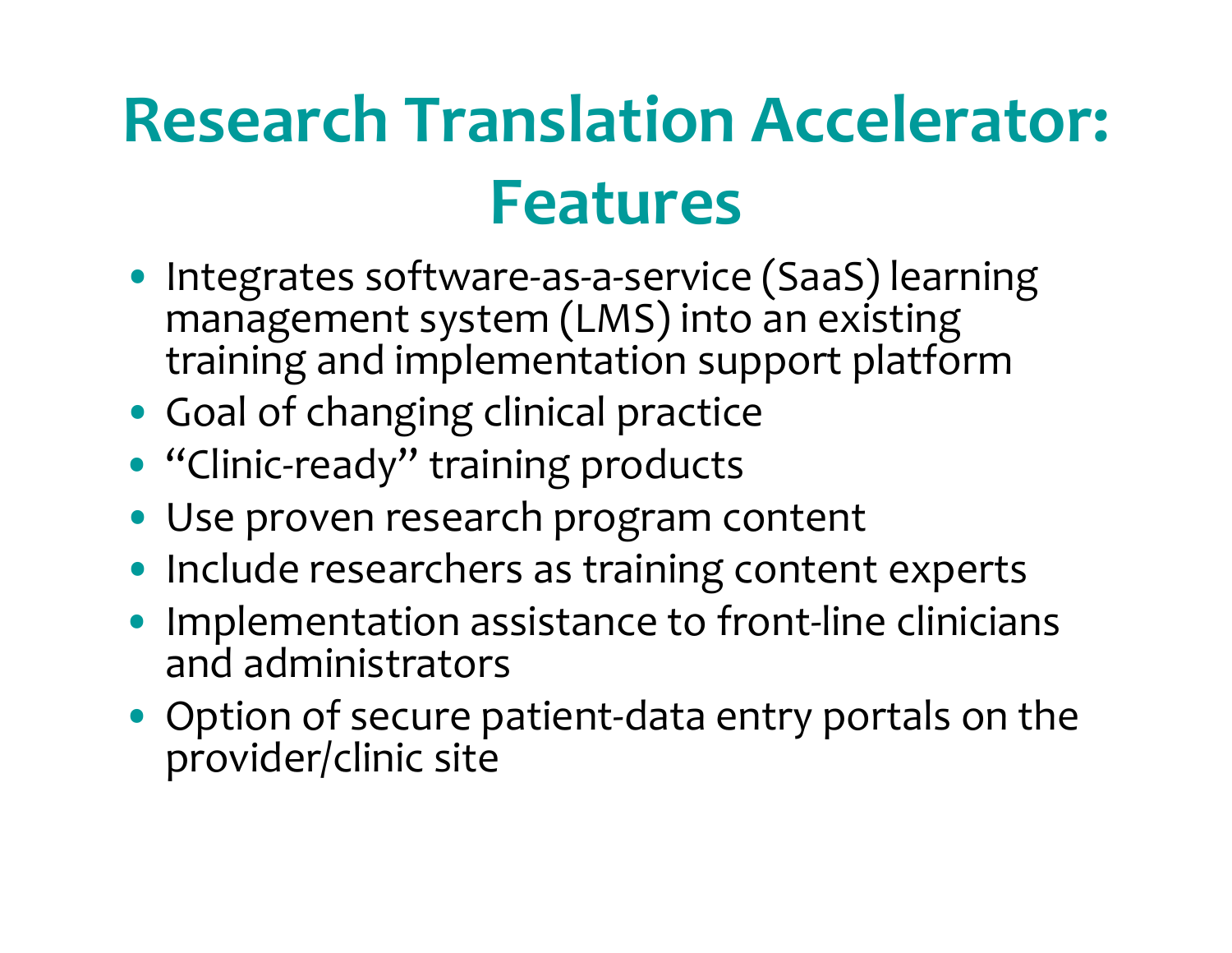# Research Translation Accelerator: Features

- Integrates software-as-a-service (SaaS) learning management system (LMS) into an existing training and implementation support platform
- Goal of changing clinical practice
- "Clinic-ready" training products
- Use proven research program content
- Include researchers as training content experts
- Implementation assistance to front-line clinicians and administrators
- Option of secure patient-data entry portals on the provider/clinic site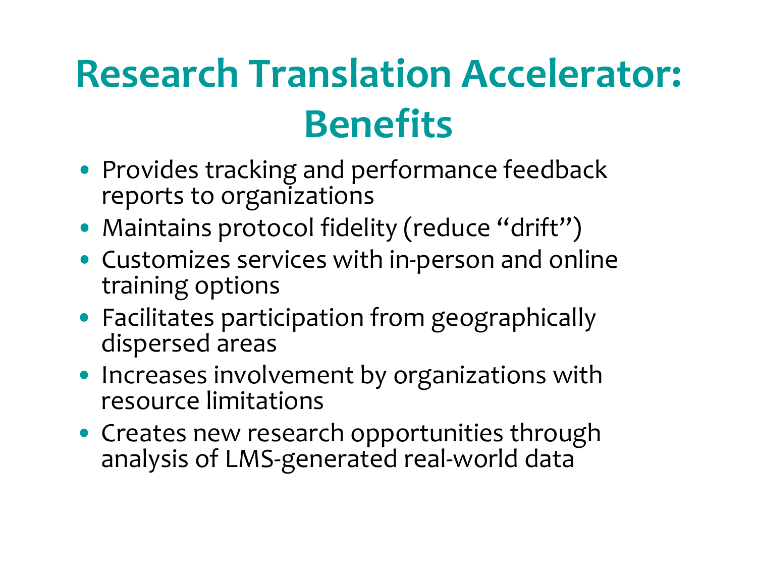# Research Translation Accelerator: Benefits

- Provides tracking and performance feedback reports to organizations
- Maintains protocol fidelity (reduce “drift”)
- Customizes services with in-person and online training options
- Facilitates participation from geographically dispersed areas
- Increases involvement by organizations with resource limitations
- Creates new research opportunities through analysis of LMS-generated real-world data